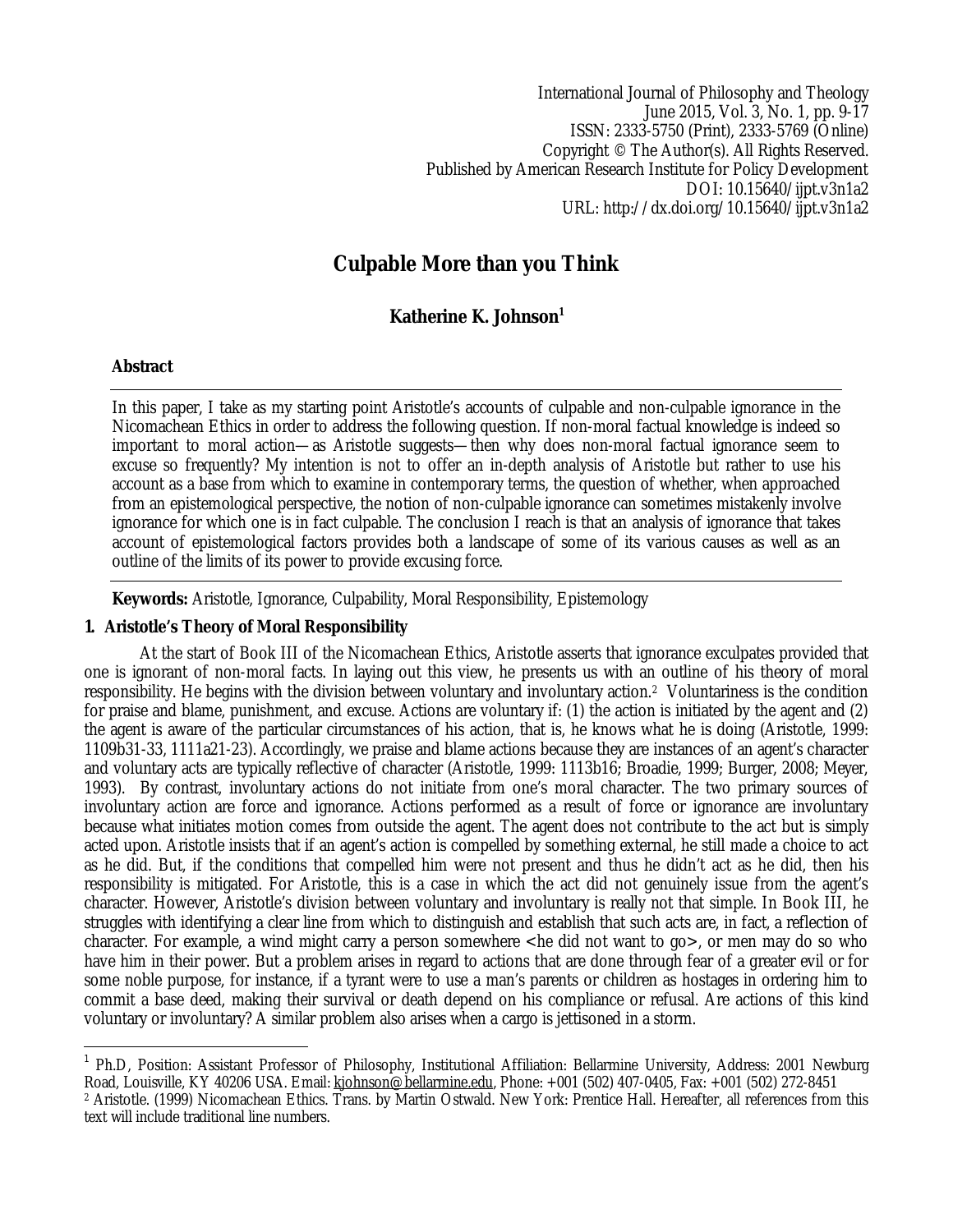International Journal of Philosophy and Theology
June 2015, Vol. 3, No. 1, pp. 9-17
ISSN: 2333-5750 (Print), 2333-5769 (Online)
Copyright © The Author(s). All Rights Reserved.
Published by American Research Institute for Policy Development
DOI: 10.15640/ijpt.v3n1a2
URL: http://dx.doi.org/10.15640/ijpt.v3n1a2

# Culpable More than you Think

**Katherine K. Johnson[1]**

**Abstract**

In this paper, I take as my starting point Aristotle's accounts of culpable and non-culpable ignorance in the Nicomachean Ethics in order to address the following question. If non-moral factual knowledge is indeed so important to moral action—as Aristotle suggests—then why does non-moral factual ignorance seem to excuse so frequently? My intention is not to offer an in-depth analysis of Aristotle but rather to use his account as a base from which to examine in contemporary terms, the question of whether, when approached from an epistemological perspective, the notion of non-culpable ignorance can sometimes mistakenly involve ignorance for which one is in fact culpable. The conclusion I reach is that an analysis of ignorance that takes account of epistemological factors provides both a landscape of some of its various causes as well as an outline of the limits of its power to provide excusing force.

**Keywords:** Aristotle, Ignorance, Culpability, Moral Responsibility, Epistemology

## 1. Aristotle's Theory of Moral Responsibility

At the start of Book III of the Nicomachean Ethics, Aristotle asserts that ignorance exculpates provided that one is ignorant of non-moral facts. In laying out this view, he presents us with an outline of his theory of moral responsibility. He begins with the division between voluntary and involuntary action.[2] Voluntariness is the condition for praise and blame, punishment, and excuse. Actions are voluntary if: (1) the action is initiated by the agent and (2) the agent is aware of the particular circumstances of his action, that is, he knows what he is doing (Aristotle, 1999: 1109b31-33, 1111a21-23). Accordingly, we praise and blame actions because they are instances of an agent's character and voluntary acts are typically reflective of character (Aristotle, 1999: 1113b16; Broadie, 1999; Burger, 2008; Meyer, 1993). By contrast, involuntary actions do not initiate from one's moral character. The two primary sources of involuntary action are force and ignorance. Actions performed as a result of force or ignorance are involuntary because what initiates motion comes from outside the agent. The agent does not contribute to the act but is simply acted upon. Aristotle insists that if an agent's action is compelled by something external, he still made a choice to act as he did. But, if the conditions that compelled him were not present and thus he didn't act as he did, then his responsibility is mitigated. For Aristotle, this is a case in which the act did not genuinely issue from the agent's character. However, Aristotle's division between voluntary and involuntary is really not that simple. In Book III, he struggles with identifying a clear line from which to distinguish and establish that such acts are, in fact, a reflection of character. For example, a wind might carry a person somewhere <he did not want to go>, or men may do so who have him in their power. But a problem arises in regard to actions that are done through fear of a greater evil or for some noble purpose, for instance, if a tyrant were to use a man's parents or children as hostages in ordering him to commit a base deed, making their survival or death depend on his compliance or refusal. Are actions of this kind voluntary or involuntary? A similar problem also arises when a cargo is jettisoned in a storm.

---

[1] Ph.D, Position: Assistant Professor of Philosophy, Institutional Affiliation: Bellarmine University, Address: 2001 Newburg Road, Louisville, KY 40206 USA. Email: kjohnson@bellarmine.edu, Phone: +001 (502) 407-0405, Fax: +001 (502) 272-8451

[2] Aristotle. (1999) Nicomachean Ethics. Trans. by Martin Ostwald. New York: Prentice Hall. Hereafter, all references from this text will include traditional line numbers.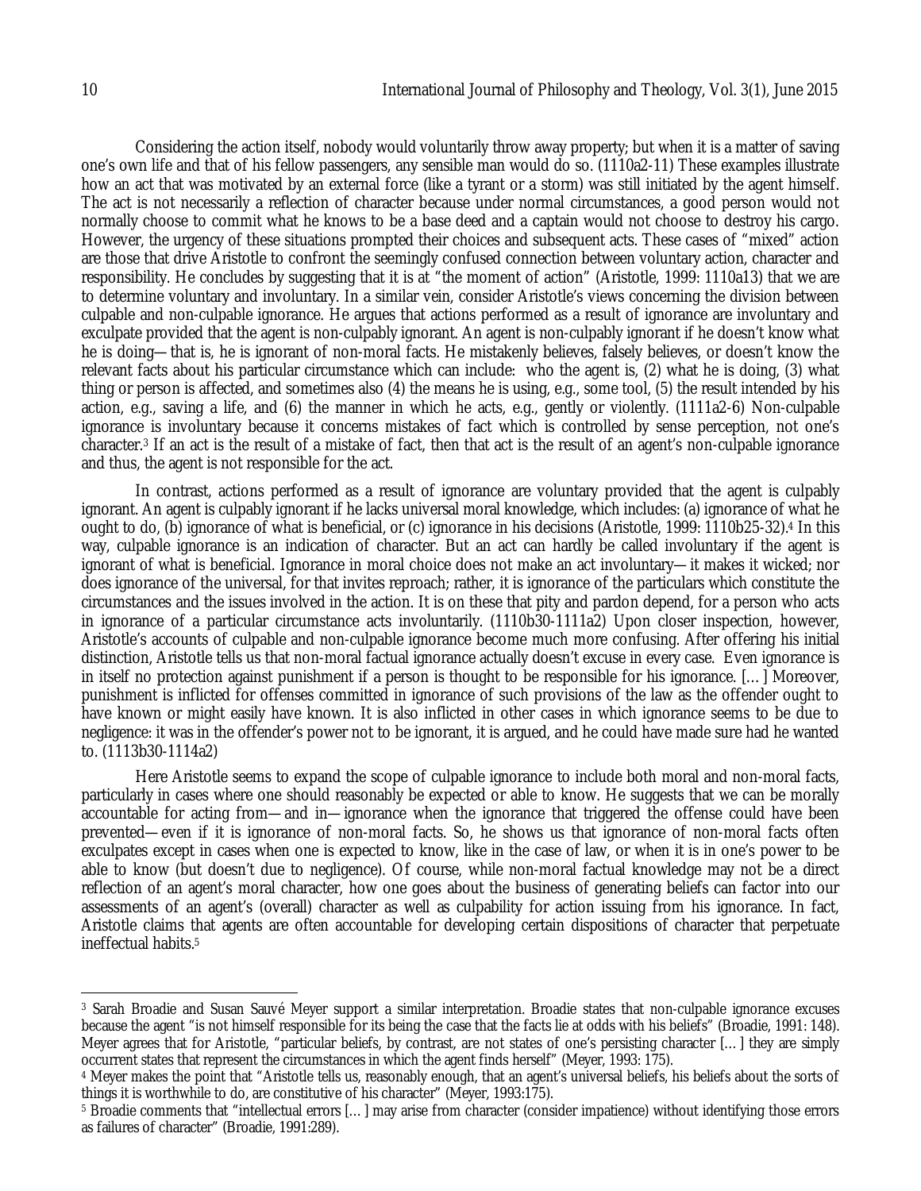Considering the action itself, nobody would voluntarily throw away property; but when it is a matter of saving one's own life and that of his fellow passengers, any sensible man would do so. (1110a2-11) These examples illustrate how an act that was motivated by an external force (like a tyrant or a storm) was still initiated by the agent himself. The act is not necessarily a reflection of character because under normal circumstances, a good person would not normally choose to commit what he knows to be a base deed and a captain would not choose to destroy his cargo. However, the urgency of these situations prompted their choices and subsequent acts. These cases of "mixed" action are those that drive Aristotle to confront the seemingly confused connection between voluntary action, character and responsibility. He concludes by suggesting that it is at "the moment of action" (Aristotle, 1999: 1110a13) that we are to determine voluntary and involuntary. In a similar vein, consider Aristotle's views concerning the division between culpable and non-culpable ignorance. He argues that actions performed as a result of ignorance are involuntary and exculpate provided that the agent is non-culpably ignorant. An agent is non-culpably ignorant if he doesn't know what he is doing—that is, he is ignorant of non-moral facts. He mistakenly believes, falsely believes, or doesn't know the relevant facts about his particular circumstance which can include: who the agent is, (2) what he is doing, (3) what thing or person is affected, and sometimes also (4) the means he is using, e.g., some tool, (5) the result intended by his action, e.g., saving a life, and (6) the manner in which he acts, e.g., gently or violently. (1111a2-6) Non-culpable ignorance is involuntary because it concerns mistakes of fact which is controlled by sense perception, not one's character.[3] If an act is the result of a mistake of fact, then that act is the result of an agent's non-culpable ignorance and thus, the agent is not responsible for the act.

In contrast, actions performed as a result of ignorance are voluntary provided that the agent is culpably ignorant. An agent is culpably ignorant if he lacks universal moral knowledge, which includes: (a) ignorance of what he ought to do, (b) ignorance of what is beneficial, or (c) ignorance in his decisions (Aristotle, 1999: 1110b25-32).[4] In this way, culpable ignorance is an indication of character. But an act can hardly be called involuntary if the agent is ignorant of what is beneficial. Ignorance in moral choice does not make an act involuntary—it makes it wicked; nor does ignorance of the universal, for that invites reproach; rather, it is ignorance of the particulars which constitute the circumstances and the issues involved in the action. It is on these that pity and pardon depend, for a person who acts in ignorance of a particular circumstance acts involuntarily. (1110b30-1111a2) Upon closer inspection, however, Aristotle's accounts of culpable and non-culpable ignorance become much more confusing. After offering his initial distinction, Aristotle tells us that non-moral factual ignorance actually doesn't excuse in every case. Even ignorance is in itself no protection against punishment if a person is thought to be responsible for his ignorance. [...] Moreover, punishment is inflicted for offenses committed in ignorance of such provisions of the law as the offender ought to have known or might easily have known. It is also inflicted in other cases in which ignorance seems to be due to negligence: it was in the offender's power not to be ignorant, it is argued, and he could have made sure had he wanted to. (1113b30-1114a2)

Here Aristotle seems to expand the scope of culpable ignorance to include both moral and non-moral facts, particularly in cases where one should reasonably be expected or able to know. He suggests that we can be morally accountable for acting from—and in—ignorance when the ignorance that triggered the offense could have been prevented—even if it is ignorance of non-moral facts. So, he shows us that ignorance of non-moral facts often exculpates except in cases when one is expected to know, like in the case of law, or when it is in one's power to be able to know (but doesn't due to negligence). Of course, while non-moral factual knowledge may not be a direct reflection of an agent's moral character, how one goes about the business of generating beliefs can factor into our assessments of an agent's (overall) character as well as culpability for action issuing from his ignorance. In fact, Aristotle claims that agents are often accountable for developing certain dispositions of character that perpetuate ineffectual habits.[5]

---

[3] Sarah Broadie and Susan Sauvé Meyer support a similar interpretation. Broadie states that non-culpable ignorance excuses because the agent "is not himself responsible for its being the case that the facts lie at odds with his beliefs" (Broadie, 1991: 148). Meyer agrees that for Aristotle, "particular beliefs, by contrast, are not states of one's persisting character [...] they are simply occurrent states that represent the circumstances in which the agent finds herself" (Meyer, 1993: 175).

[4] Meyer makes the point that "Aristotle tells us, reasonably enough, that an agent's universal beliefs, his beliefs about the sorts of things it is worthwhile to do, are constitutive of his character" (Meyer, 1993:175).

[5] Broadie comments that "intellectual errors [...] may arise from character (consider impatience) without identifying those errors as failures of character" (Broadie, 1991:289).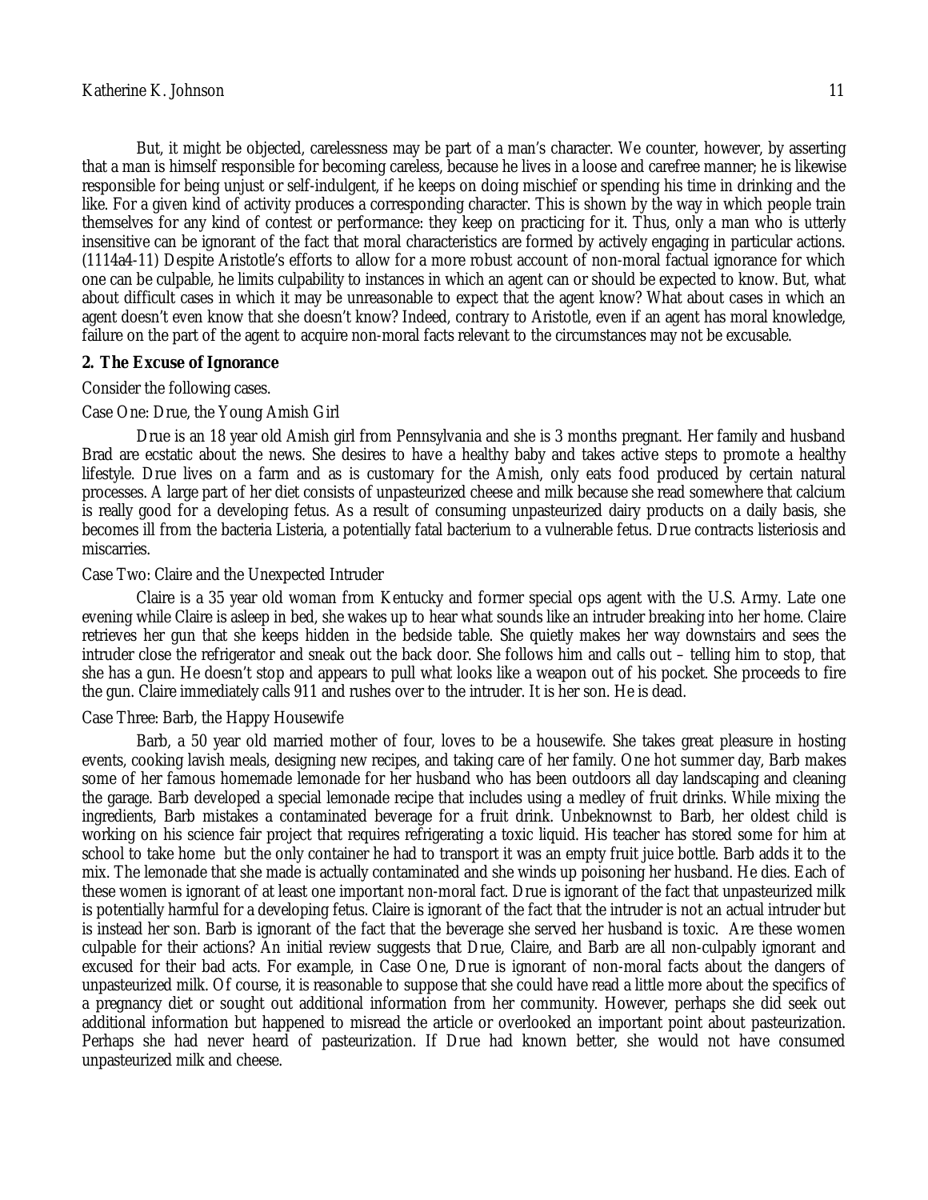But, it might be objected, carelessness may be part of a man's character. We counter, however, by asserting that a man is himself responsible for becoming careless, because he lives in a loose and carefree manner; he is likewise responsible for being unjust or self-indulgent, if he keeps on doing mischief or spending his time in drinking and the like. For a given kind of activity produces a corresponding character. This is shown by the way in which people train themselves for any kind of contest or performance: they keep on practicing for it. Thus, only a man who is utterly insensitive can be ignorant of the fact that moral characteristics are formed by actively engaging in particular actions. (1114a4-11) Despite Aristotle's efforts to allow for a more robust account of non-moral factual ignorance for which one can be culpable, he limits culpability to instances in which an agent can or should be expected to know. But, what about difficult cases in which it may be unreasonable to expect that the agent know? What about cases in which an agent doesn't even know that she doesn't know? Indeed, contrary to Aristotle, even if an agent has moral knowledge, failure on the part of the agent to acquire non-moral facts relevant to the circumstances may not be excusable.

## 2. The Excuse of Ignorance

Consider the following cases.

Case One: Drue, the Young Amish Girl

Drue is an 18 year old Amish girl from Pennsylvania and she is 3 months pregnant. Her family and husband Brad are ecstatic about the news. She desires to have a healthy baby and takes active steps to promote a healthy lifestyle. Drue lives on a farm and as is customary for the Amish, only eats food produced by certain natural processes. A large part of her diet consists of unpasteurized cheese and milk because she read somewhere that calcium is really good for a developing fetus. As a result of consuming unpasteurized dairy products on a daily basis, she becomes ill from the bacteria Listeria, a potentially fatal bacterium to a vulnerable fetus. Drue contracts listeriosis and miscarries.

Case Two: Claire and the Unexpected Intruder

Claire is a 35 year old woman from Kentucky and former special ops agent with the U.S. Army. Late one evening while Claire is asleep in bed, she wakes up to hear what sounds like an intruder breaking into her home. Claire retrieves her gun that she keeps hidden in the bedside table. She quietly makes her way downstairs and sees the intruder close the refrigerator and sneak out the back door. She follows him and calls out – telling him to stop, that she has a gun. He doesn't stop and appears to pull what looks like a weapon out of his pocket. She proceeds to fire the gun. Claire immediately calls 911 and rushes over to the intruder. It is her son. He is dead.

Case Three: Barb, the Happy Housewife

Barb, a 50 year old married mother of four, loves to be a housewife. She takes great pleasure in hosting events, cooking lavish meals, designing new recipes, and taking care of her family. One hot summer day, Barb makes some of her famous homemade lemonade for her husband who has been outdoors all day landscaping and cleaning the garage. Barb developed a special lemonade recipe that includes using a medley of fruit drinks. While mixing the ingredients, Barb mistakes a contaminated beverage for a fruit drink. Unbeknownst to Barb, her oldest child is working on his science fair project that requires refrigerating a toxic liquid. His teacher has stored some for him at school to take home but the only container he had to transport it was an empty fruit juice bottle. Barb adds it to the mix. The lemonade that she made is actually contaminated and she winds up poisoning her husband. He dies. Each of these women is ignorant of at least one important non-moral fact. Drue is ignorant of the fact that unpasteurized milk is potentially harmful for a developing fetus. Claire is ignorant of the fact that the intruder is not an actual intruder but is instead her son. Barb is ignorant of the fact that the beverage she served her husband is toxic. Are these women culpable for their actions? An initial review suggests that Drue, Claire, and Barb are all non-culpably ignorant and excused for their bad acts. For example, in Case One, Drue is ignorant of non-moral facts about the dangers of unpasteurized milk. Of course, it is reasonable to suppose that she could have read a little more about the specifics of a pregnancy diet or sought out additional information from her community. However, perhaps she did seek out additional information but happened to misread the article or overlooked an important point about pasteurization. Perhaps she had never heard of pasteurization. If Drue had known better, she would not have consumed unpasteurized milk and cheese.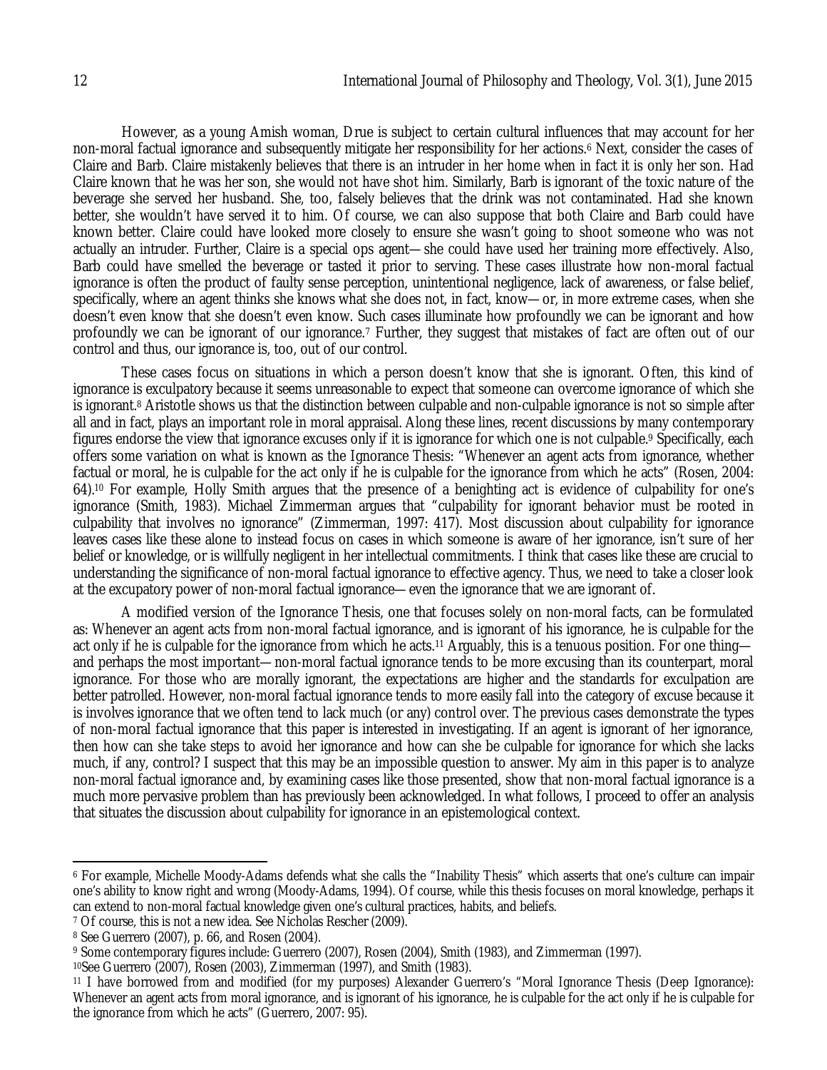However, as a young Amish woman, Drue is subject to certain cultural influences that may account for her non-moral factual ignorance and subsequently mitigate her responsibility for her actions.[6] Next, consider the cases of Claire and Barb. Claire mistakenly believes that there is an intruder in her home when in fact it is only her son. Had Claire known that he was her son, she would not have shot him. Similarly, Barb is ignorant of the toxic nature of the beverage she served her husband. She, too, falsely believes that the drink was not contaminated. Had she known better, she wouldn't have served it to him. Of course, we can also suppose that both Claire and Barb could have known better. Claire could have looked more closely to ensure she wasn't going to shoot someone who was not actually an intruder. Further, Claire is a special ops agent—she could have used her training more effectively. Also, Barb could have smelled the beverage or tasted it prior to serving. These cases illustrate how non-moral factual ignorance is often the product of faulty sense perception, unintentional negligence, lack of awareness, or false belief, specifically, where an agent thinks she knows what she does not, in fact, know—or, in more extreme cases, when she doesn't even know that she doesn't even know. Such cases illuminate how profoundly we can be ignorant and how profoundly we can be ignorant of our ignorance.[7] Further, they suggest that mistakes of fact are often out of our control and thus, our ignorance is, too, out of our control.

These cases focus on situations in which a person doesn't know that she is ignorant. Often, this kind of ignorance is exculpatory because it seems unreasonable to expect that someone can overcome ignorance of which she is ignorant.[8] Aristotle shows us that the distinction between culpable and non-culpable ignorance is not so simple after all and in fact, plays an important role in moral appraisal. Along these lines, recent discussions by many contemporary figures endorse the view that ignorance excuses only if it is ignorance for which one is not culpable.[9] Specifically, each offers some variation on what is known as the Ignorance Thesis: "Whenever an agent acts from ignorance, whether factual or moral, he is culpable for the act only if he is culpable for the ignorance from which he acts" (Rosen, 2004: 64).[10] For example, Holly Smith argues that the presence of a benighting act is evidence of culpability for one's ignorance (Smith, 1983). Michael Zimmerman argues that "culpability for ignorant behavior must be rooted in culpability that involves no ignorance" (Zimmerman, 1997: 417). Most discussion about culpability for ignorance leaves cases like these alone to instead focus on cases in which someone is aware of her ignorance, isn't sure of her belief or knowledge, or is willfully negligent in her intellectual commitments. I think that cases like these are crucial to understanding the significance of non-moral factual ignorance to effective agency. Thus, we need to take a closer look at the excupatory power of non-moral factual ignorance—even the ignorance that we are ignorant of.

A modified version of the Ignorance Thesis, one that focuses solely on non-moral facts, can be formulated as: Whenever an agent acts from non-moral factual ignorance, and is ignorant of his ignorance, he is culpable for the act only if he is culpable for the ignorance from which he acts.[11] Arguably, this is a tenuous position. For one thing—and perhaps the most important—non-moral factual ignorance tends to be more excusing than its counterpart, moral ignorance. For those who are morally ignorant, the expectations are higher and the standards for exculpation are better patrolled. However, non-moral factual ignorance tends to more easily fall into the category of excuse because it is involves ignorance that we often tend to lack much (or any) control over. The previous cases demonstrate the types of non-moral factual ignorance that this paper is interested in investigating. If an agent is ignorant of her ignorance, then how can she take steps to avoid her ignorance and how can she be culpable for ignorance for which she lacks much, if any, control? I suspect that this may be an impossible question to answer. My aim in this paper is to analyze non-moral factual ignorance and, by examining cases like those presented, show that non-moral factual ignorance is a much more pervasive problem than has previously been acknowledged. In what follows, I proceed to offer an analysis that situates the discussion about culpability for ignorance in an epistemological context.

---

[6] For example, Michelle Moody-Adams defends what she calls the "Inability Thesis" which asserts that one's culture can impair one's ability to know right and wrong (Moody-Adams, 1994). Of course, while this thesis focuses on moral knowledge, perhaps it can extend to non-moral factual knowledge given one's cultural practices, habits, and beliefs.

[7] Of course, this is not a new idea. See Nicholas Rescher (2009).

[8] See Guerrero (2007), p. 66, and Rosen (2004).

[9] Some contemporary figures include: Guerrero (2007), Rosen (2004), Smith (1983), and Zimmerman (1997).

[10] See Guerrero (2007), Rosen (2003), Zimmerman (1997), and Smith (1983).

[11] I have borrowed from and modified (for my purposes) Alexander Guerrero's "Moral Ignorance Thesis (Deep Ignorance): Whenever an agent acts from moral ignorance, and is ignorant of his ignorance, he is culpable for the act only if he is culpable for the ignorance from which he acts" (Guerrero, 2007: 95).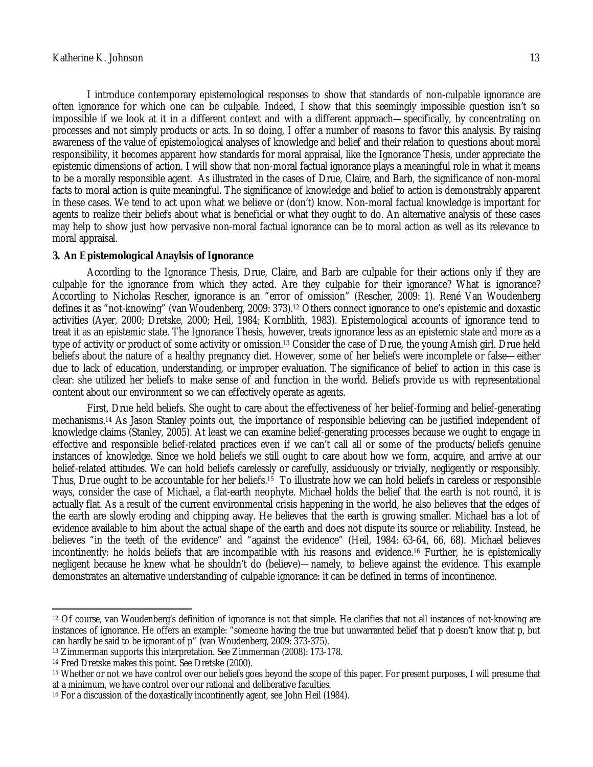I introduce contemporary epistemological responses to show that standards of non-culpable ignorance are often ignorance for which one can be culpable. Indeed, I show that this seemingly impossible question isn't so impossible if we look at it in a different context and with a different approach—specifically, by concentrating on processes and not simply products or acts. In so doing, I offer a number of reasons to favor this analysis. By raising awareness of the value of epistemological analyses of knowledge and belief and their relation to questions about moral responsibility, it becomes apparent how standards for moral appraisal, like the Ignorance Thesis, under appreciate the epistemic dimensions of action. I will show that non-moral factual ignorance plays a meaningful role in what it means to be a morally responsible agent. As illustrated in the cases of Drue, Claire, and Barb, the significance of non-moral facts to moral action is quite meaningful. The significance of knowledge and belief to action is demonstrably apparent in these cases. We tend to act upon what we believe or (don't) know. Non-moral factual knowledge is important for agents to realize their beliefs about what is beneficial or what they ought to do. An alternative analysis of these cases may help to show just how pervasive non-moral factual ignorance can be to moral action as well as its relevance to moral appraisal.

**3. An Epistemological Anaylsis of Ignorance**

According to the Ignorance Thesis, Drue, Claire, and Barb are culpable for their actions only if they are culpable for the ignorance from which they acted. Are they culpable for their ignorance? What is ignorance? According to Nicholas Rescher, ignorance is an "error of omission" (Rescher, 2009: 1). René Van Woudenberg defines it as "not-knowing" (van Woudenberg, 2009: 373).[12] Others connect ignorance to one's epistemic and doxastic activities (Ayer, 2000; Dretske, 2000; Heil, 1984; Kornblith, 1983). Epistemological accounts of ignorance tend to treat it as an epistemic state. The Ignorance Thesis, however, treats ignorance less as an epistemic state and more as a type of activity or product of some activity or omission.[13] Consider the case of Drue, the young Amish girl. Drue held beliefs about the nature of a healthy pregnancy diet. However, some of her beliefs were incomplete or false—either due to lack of education, understanding, or improper evaluation. The significance of belief to action in this case is clear: she utilized her beliefs to make sense of and function in the world. Beliefs provide us with representational content about our environment so we can effectively operate as agents.

First, Drue held beliefs. She ought to care about the effectiveness of her belief-forming and belief-generating mechanisms.[14] As Jason Stanley points out, the importance of responsible believing can be justified independent of knowledge claims (Stanley, 2005). At least we can examine belief-generating processes because we ought to engage in effective and responsible belief-related practices even if we can't call all or some of the products/beliefs genuine instances of knowledge. Since we hold beliefs we still ought to care about how we form, acquire, and arrive at our belief-related attitudes. We can hold beliefs carelessly or carefully, assiduously or trivially, negligently or responsibly. Thus, Drue ought to be accountable for her beliefs.[15] To illustrate how we can hold beliefs in careless or responsible ways, consider the case of Michael, a flat-earth neophyte. Michael holds the belief that the earth is not round, it is actually flat. As a result of the current environmental crisis happening in the world, he also believes that the edges of the earth are slowly eroding and chipping away. He believes that the earth is growing smaller. Michael has a lot of evidence available to him about the actual shape of the earth and does not dispute its source or reliability. Instead, he believes "in the teeth of the evidence" and "against the evidence" (Heil, 1984: 63-64, 66, 68). Michael believes incontinently: he holds beliefs that are incompatible with his reasons and evidence.[16] Further, he is epistemically negligent because he knew what he shouldn't do (believe)—namely, to believe against the evidence. This example demonstrates an alternative understanding of culpable ignorance: it can be defined in terms of incontinence.

---

[12] Of course, van Woudenberg's definition of ignorance is not that simple. He clarifies that not all instances of not-knowing are instances of ignorance. He offers an example: "someone having the true but unwarranted belief that p doesn't know that p, but can hardly be said to be ignorant of p" (van Woudenberg, 2009: 373-375).

[13] Zimmerman supports this interpretation. See Zimmerman (2008): 173-178.

[14] Fred Dretske makes this point. See Dretske (2000).

[15] Whether or not we have control over our beliefs goes beyond the scope of this paper. For present purposes, I will presume that at a minimum, we have control over our rational and deliberative faculties.

[16] For a discussion of the doxastically incontinently agent, see John Heil (1984).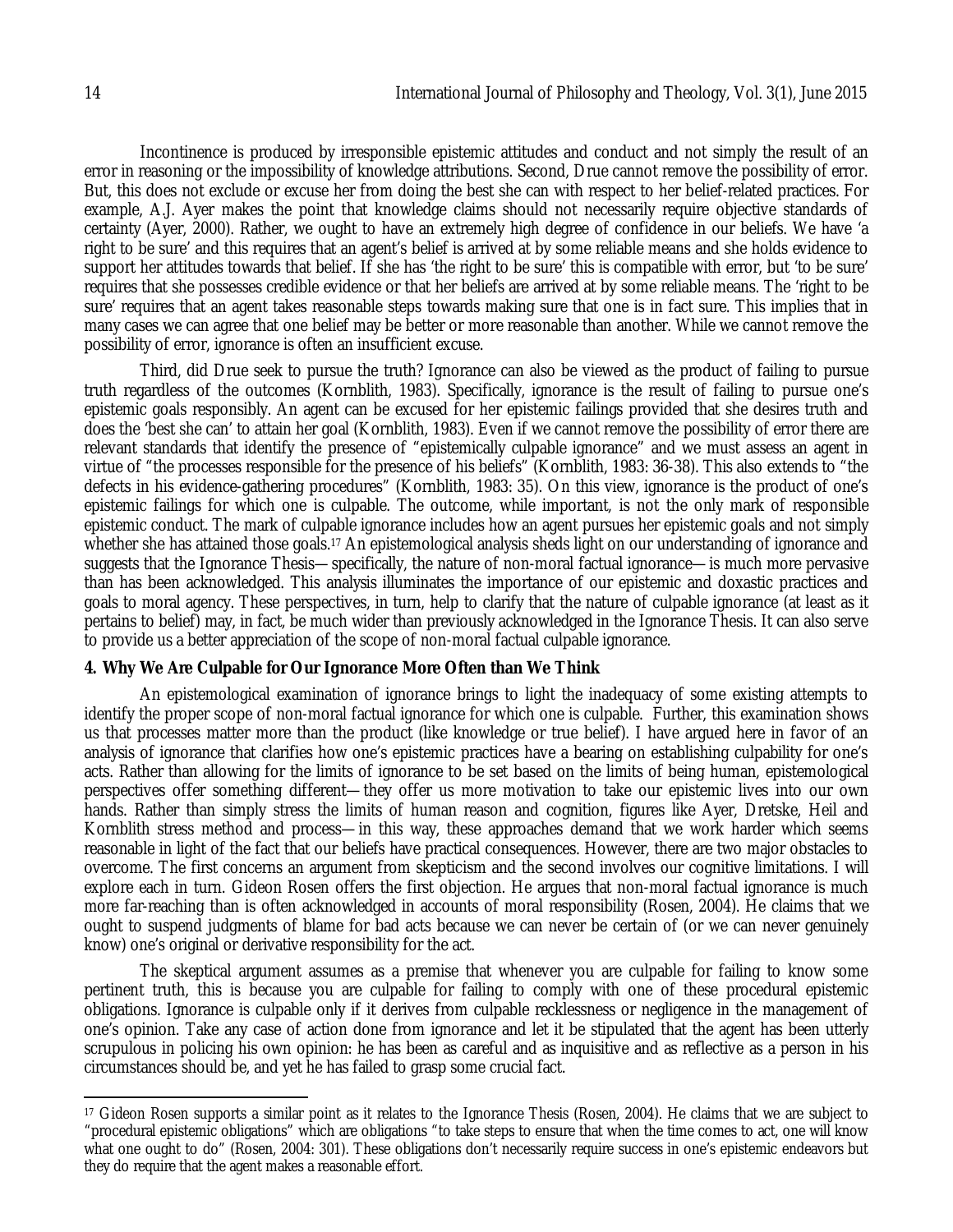Incontinence is produced by irresponsible epistemic attitudes and conduct and not simply the result of an error in reasoning or the impossibility of knowledge attributions. Second, Drue cannot remove the possibility of error. But, this does not exclude or excuse her from doing the best she can with respect to her belief-related practices. For example, A.J. Ayer makes the point that knowledge claims should not necessarily require objective standards of certainty (Ayer, 2000). Rather, we ought to have an extremely high degree of confidence in our beliefs. We have 'a right to be sure' and this requires that an agent's belief is arrived at by some reliable means and she holds evidence to support her attitudes towards that belief. If she has 'the right to be sure' this is compatible with error, but 'to be sure' requires that she possesses credible evidence or that her beliefs are arrived at by some reliable means. The 'right to be sure' requires that an agent takes reasonable steps towards making sure that one is in fact sure. This implies that in many cases we can agree that one belief may be better or more reasonable than another. While we cannot remove the possibility of error, ignorance is often an insufficient excuse.

Third, did Drue seek to pursue the truth? Ignorance can also be viewed as the product of failing to pursue truth regardless of the outcomes (Kornblith, 1983). Specifically, ignorance is the result of failing to pursue one's epistemic goals responsibly. An agent can be excused for her epistemic failings provided that she desires truth and does the 'best she can' to attain her goal (Kornblith, 1983). Even if we cannot remove the possibility of error there are relevant standards that identify the presence of "epistemically culpable ignorance" and we must assess an agent in virtue of "the processes responsible for the presence of his beliefs" (Kornblith, 1983: 36-38). This also extends to "the defects in his evidence-gathering procedures" (Kornblith, 1983: 35). On this view, ignorance is the product of one's epistemic failings for which one is culpable. The outcome, while important, is not the only mark of responsible epistemic conduct. The mark of culpable ignorance includes how an agent pursues her epistemic goals and not simply whether she has attained those goals.[17] An epistemological analysis sheds light on our understanding of ignorance and suggests that the Ignorance Thesis—specifically, the nature of non-moral factual ignorance—is much more pervasive than has been acknowledged. This analysis illuminates the importance of our epistemic and doxastic practices and goals to moral agency. These perspectives, in turn, help to clarify that the nature of culpable ignorance (at least as it pertains to belief) may, in fact, be much wider than previously acknowledged in the Ignorance Thesis. It can also serve to provide us a better appreciation of the scope of non-moral factual culpable ignorance.

## 4. Why We Are Culpable for Our Ignorance More Often than We Think

An epistemological examination of ignorance brings to light the inadequacy of some existing attempts to identify the proper scope of non-moral factual ignorance for which one is culpable. Further, this examination shows us that processes matter more than the product (like knowledge or true belief). I have argued here in favor of an analysis of ignorance that clarifies how one's epistemic practices have a bearing on establishing culpability for one's acts. Rather than allowing for the limits of ignorance to be set based on the limits of being human, epistemological perspectives offer something different—they offer us more motivation to take our epistemic lives into our own hands. Rather than simply stress the limits of human reason and cognition, figures like Ayer, Dretske, Heil and Kornblith stress method and process—in this way, these approaches demand that we work harder which seems reasonable in light of the fact that our beliefs have practical consequences. However, there are two major obstacles to overcome. The first concerns an argument from skepticism and the second involves our cognitive limitations. I will explore each in turn. Gideon Rosen offers the first objection. He argues that non-moral factual ignorance is much more far-reaching than is often acknowledged in accounts of moral responsibility (Rosen, 2004). He claims that we ought to suspend judgments of blame for bad acts because we can never be certain of (or we can never genuinely know) one's original or derivative responsibility for the act.

The skeptical argument assumes as a premise that whenever you are culpable for failing to know some pertinent truth, this is because you are culpable for failing to comply with one of these procedural epistemic obligations. Ignorance is culpable only if it derives from culpable recklessness or negligence in the management of one's opinion. Take any case of action done from ignorance and let it be stipulated that the agent has been utterly scrupulous in policing his own opinion: he has been as careful and as inquisitive and as reflective as a person in his circumstances should be, and yet he has failed to grasp some crucial fact.

---

[17] Gideon Rosen supports a similar point as it relates to the Ignorance Thesis (Rosen, 2004). He claims that we are subject to "procedural epistemic obligations" which are obligations "to take steps to ensure that when the time comes to act, one will know what one ought to do" (Rosen, 2004: 301). These obligations don't necessarily require success in one's epistemic endeavors but they do require that the agent makes a reasonable effort.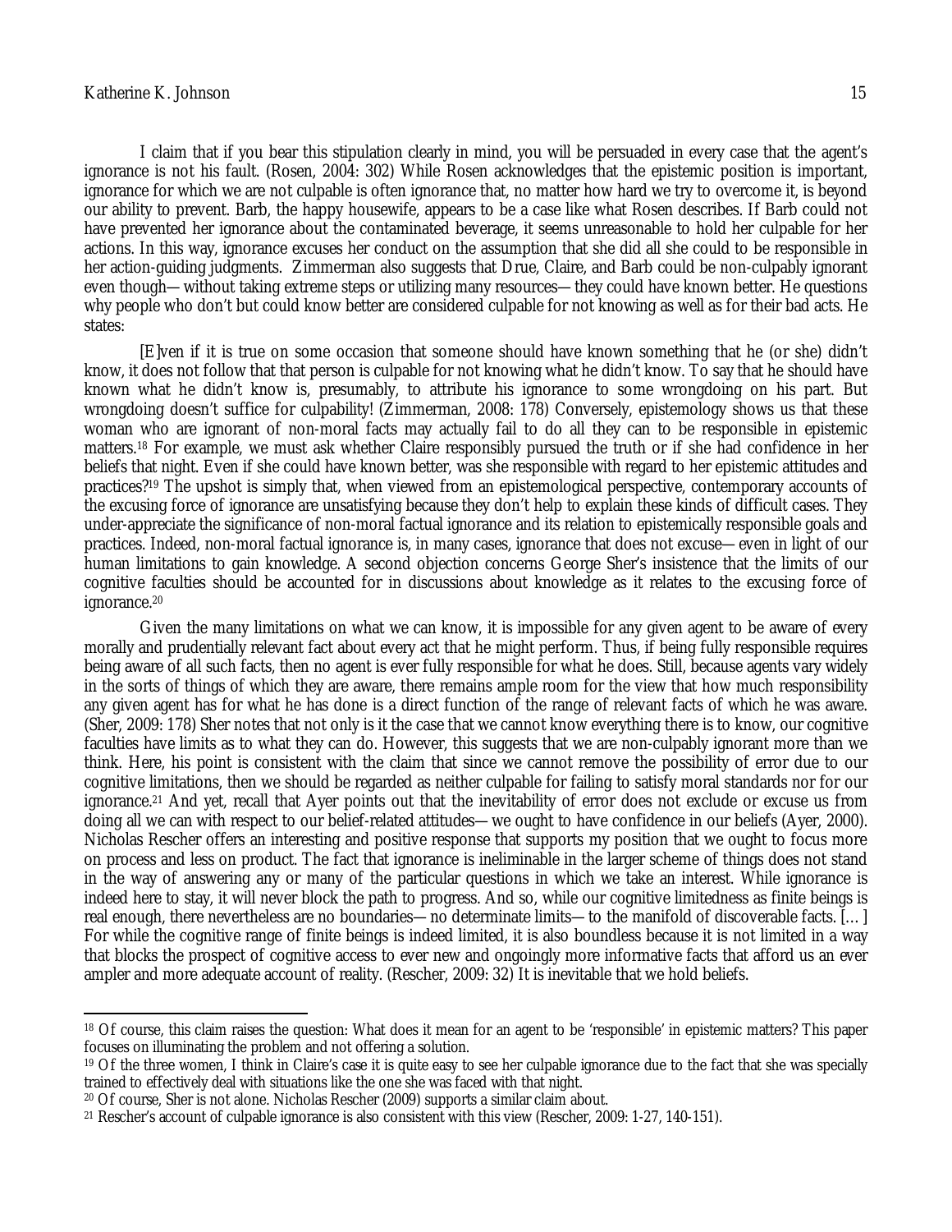I claim that if you bear this stipulation clearly in mind, you will be persuaded in every case that the agent's ignorance is not his fault. (Rosen, 2004: 302) While Rosen acknowledges that the epistemic position is important, ignorance for which we are not culpable is often ignorance that, no matter how hard we try to overcome it, is beyond our ability to prevent. Barb, the happy housewife, appears to be a case like what Rosen describes. If Barb could not have prevented her ignorance about the contaminated beverage, it seems unreasonable to hold her culpable for her actions. In this way, ignorance excuses her conduct on the assumption that she did all she could to be responsible in her action-guiding judgments. Zimmerman also suggests that Drue, Claire, and Barb could be non-culpably ignorant even though—without taking extreme steps or utilizing many resources—they could have known better. He questions why people who don't but could know better are considered culpable for not knowing as well as for their bad acts. He states:

[E]ven if it is true on some occasion that someone should have known something that he (or she) didn't know, it does not follow that that person is culpable for not knowing what he didn't know. To say that he should have known what he didn't know is, presumably, to attribute his ignorance to some wrongdoing on his part. But wrongdoing doesn't suffice for culpability! (Zimmerman, 2008: 178) Conversely, epistemology shows us that these woman who are ignorant of non-moral facts may actually fail to do all they can to be responsible in epistemic matters.[18] For example, we must ask whether Claire responsibly pursued the truth or if she had confidence in her beliefs that night. Even if she could have known better, was she responsible with regard to her epistemic attitudes and practices?[19] The upshot is simply that, when viewed from an epistemological perspective, contemporary accounts of the excusing force of ignorance are unsatisfying because they don't help to explain these kinds of difficult cases. They under-appreciate the significance of non-moral factual ignorance and its relation to epistemically responsible goals and practices. Indeed, non-moral factual ignorance is, in many cases, ignorance that does not excuse—even in light of our human limitations to gain knowledge. A second objection concerns George Sher's insistence that the limits of our cognitive faculties should be accounted for in discussions about knowledge as it relates to the excusing force of ignorance.[20]

Given the many limitations on what we can know, it is impossible for any given agent to be aware of every morally and prudentially relevant fact about every act that he might perform. Thus, if being fully responsible requires being aware of all such facts, then no agent is ever fully responsible for what he does. Still, because agents vary widely in the sorts of things of which they are aware, there remains ample room for the view that how much responsibility any given agent has for what he has done is a direct function of the range of relevant facts of which he was aware. (Sher, 2009: 178) Sher notes that not only is it the case that we cannot know everything there is to know, our cognitive faculties have limits as to what they can do. However, this suggests that we are non-culpably ignorant more than we think. Here, his point is consistent with the claim that since we cannot remove the possibility of error due to our cognitive limitations, then we should be regarded as neither culpable for failing to satisfy moral standards nor for our ignorance.[21] And yet, recall that Ayer points out that the inevitability of error does not exclude or excuse us from doing all we can with respect to our belief-related attitudes—we ought to have confidence in our beliefs (Ayer, 2000). Nicholas Rescher offers an interesting and positive response that supports my position that we ought to focus more on process and less on product. The fact that ignorance is ineliminable in the larger scheme of things does not stand in the way of answering any or many of the particular questions in which we take an interest. While ignorance is indeed here to stay, it will never block the path to progress. And so, while our cognitive limitedness as finite beings is real enough, there nevertheless are no boundaries—no determinate limits—to the manifold of discoverable facts. [...] For while the cognitive range of finite beings is indeed limited, it is also boundless because it is not limited in a way that blocks the prospect of cognitive access to ever new and ongoingly more informative facts that afford us an ever ampler and more adequate account of reality. (Rescher, 2009: 32) It is inevitable that we hold beliefs.

---

[18] Of course, this claim raises the question: What does it mean for an agent to be 'responsible' in epistemic matters? This paper focuses on illuminating the problem and not offering a solution.

[19] Of the three women, I think in Claire's case it is quite easy to see her culpable ignorance due to the fact that she was specially trained to effectively deal with situations like the one she was faced with that night.

[20] Of course, Sher is not alone. Nicholas Rescher (2009) supports a similar claim about.

[21] Rescher's account of culpable ignorance is also consistent with this view (Rescher, 2009: 1-27, 140-151).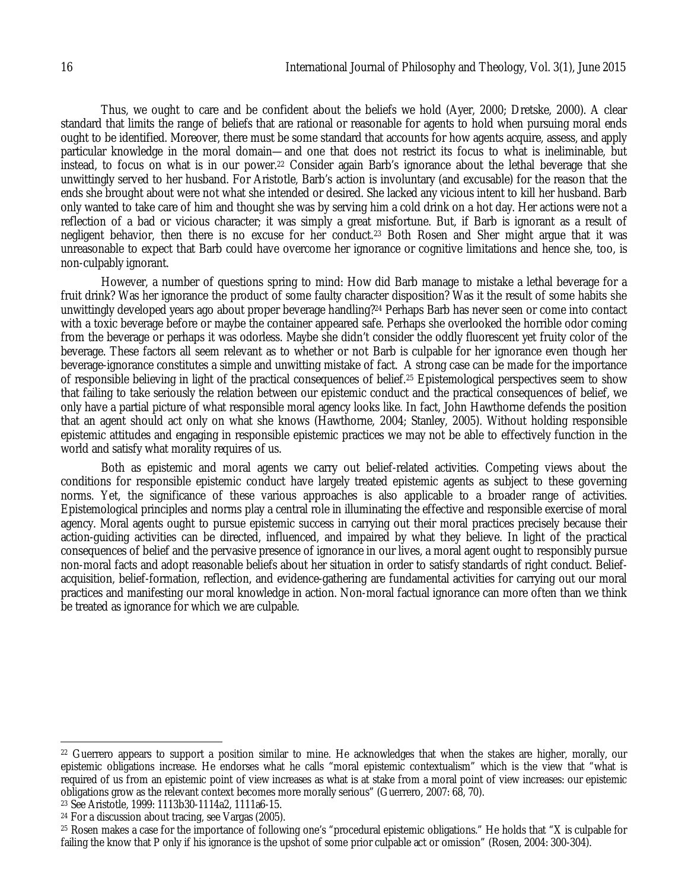Thus, we ought to care and be confident about the beliefs we hold (Ayer, 2000; Dretske, 2000). A clear standard that limits the range of beliefs that are rational or reasonable for agents to hold when pursuing moral ends ought to be identified. Moreover, there must be some standard that accounts for how agents acquire, assess, and apply particular knowledge in the moral domain—and one that does not restrict its focus to what is ineliminable, but instead, to focus on what is in our power.[22] Consider again Barb's ignorance about the lethal beverage that she unwittingly served to her husband. For Aristotle, Barb's action is involuntary (and excusable) for the reason that the ends she brought about were not what she intended or desired. She lacked any vicious intent to kill her husband. Barb only wanted to take care of him and thought she was by serving him a cold drink on a hot day. Her actions were not a reflection of a bad or vicious character; it was simply a great misfortune. But, if Barb is ignorant as a result of negligent behavior, then there is no excuse for her conduct.[23] Both Rosen and Sher might argue that it was unreasonable to expect that Barb could have overcome her ignorance or cognitive limitations and hence she, too, is non-culpably ignorant.

However, a number of questions spring to mind: How did Barb manage to mistake a lethal beverage for a fruit drink? Was her ignorance the product of some faulty character disposition? Was it the result of some habits she unwittingly developed years ago about proper beverage handling?[24] Perhaps Barb has never seen or come into contact with a toxic beverage before or maybe the container appeared safe. Perhaps she overlooked the horrible odor coming from the beverage or perhaps it was odorless. Maybe she didn't consider the oddly fluorescent yet fruity color of the beverage. These factors all seem relevant as to whether or not Barb is culpable for her ignorance even though her beverage-ignorance constitutes a simple and unwitting mistake of fact. A strong case can be made for the importance of responsible believing in light of the practical consequences of belief.[25] Epistemological perspectives seem to show that failing to take seriously the relation between our epistemic conduct and the practical consequences of belief, we only have a partial picture of what responsible moral agency looks like. In fact, John Hawthorne defends the position that an agent should act only on what she knows (Hawthorne, 2004; Stanley, 2005). Without holding responsible epistemic attitudes and engaging in responsible epistemic practices we may not be able to effectively function in the world and satisfy what morality requires of us.

Both as epistemic and moral agents we carry out belief-related activities. Competing views about the conditions for responsible epistemic conduct have largely treated epistemic agents as subject to these governing norms. Yet, the significance of these various approaches is also applicable to a broader range of activities. Epistemological principles and norms play a central role in illuminating the effective and responsible exercise of moral agency. Moral agents ought to pursue epistemic success in carrying out their moral practices precisely because their action-guiding activities can be directed, influenced, and impaired by what they believe. In light of the practical consequences of belief and the pervasive presence of ignorance in our lives, a moral agent ought to responsibly pursue non-moral facts and adopt reasonable beliefs about her situation in order to satisfy standards of right conduct. Belief-acquisition, belief-formation, reflection, and evidence-gathering are fundamental activities for carrying out our moral practices and manifesting our moral knowledge in action. Non-moral factual ignorance can more often than we think be treated as ignorance for which we are culpable.

---

[22] Guerrero appears to support a position similar to mine. He acknowledges that when the stakes are higher, morally, our epistemic obligations increase. He endorses what he calls "moral epistemic contextualism" which is the view that "what is required of us from an epistemic point of view increases as what is at stake from a moral point of view increases: our epistemic obligations grow as the relevant context becomes more morally serious" (Guerrero, 2007: 68, 70).

[23] See Aristotle, 1999: 1113b30-1114a2, 1111a6-15.

[24] For a discussion about tracing, see Vargas (2005).

[25] Rosen makes a case for the importance of following one's "procedural epistemic obligations." He holds that "X is culpable for failing the know that P only if his ignorance is the upshot of some prior culpable act or omission" (Rosen, 2004: 300-304).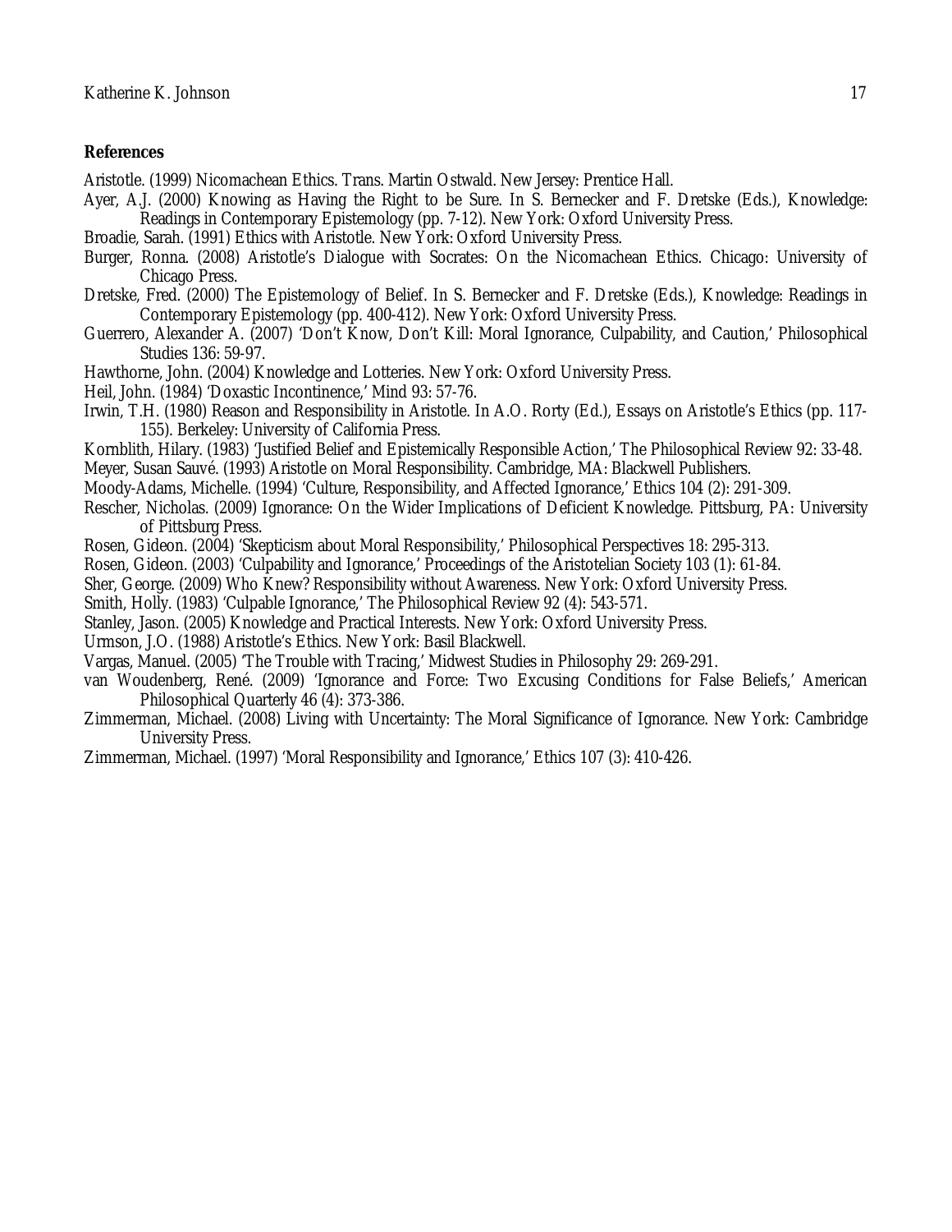**References**

Aristotle. (1999) Nicomachean Ethics. Trans. Martin Ostwald. New Jersey: Prentice Hall.

Ayer, A.J. (2000) Knowing as Having the Right to be Sure. In S. Bernecker and F. Dretske (Eds.), Knowledge: Readings in Contemporary Epistemology (pp. 7-12). New York: Oxford University Press.

Broadie, Sarah. (1991) Ethics with Aristotle. New York: Oxford University Press.

Burger, Ronna. (2008) Aristotle's Dialogue with Socrates: On the Nicomachean Ethics. Chicago: University of Chicago Press.

Dretske, Fred. (2000) The Epistemology of Belief. In S. Bernecker and F. Dretske (Eds.), Knowledge: Readings in Contemporary Epistemology (pp. 400-412). New York: Oxford University Press.

Guerrero, Alexander A. (2007) 'Don't Know, Don't Kill: Moral Ignorance, Culpability, and Caution,' Philosophical Studies 136: 59-97.

Hawthorne, John. (2004) Knowledge and Lotteries. New York: Oxford University Press.

Heil, John. (1984) 'Doxastic Incontinence,' Mind 93: 57-76.

Irwin, T.H. (1980) Reason and Responsibility in Aristotle. In A.O. Rorty (Ed.), Essays on Aristotle's Ethics (pp. 117-155). Berkeley: University of California Press.

Kornblith, Hilary. (1983) 'Justified Belief and Epistemically Responsible Action,' The Philosophical Review 92: 33-48.

Meyer, Susan Sauvé. (1993) Aristotle on Moral Responsibility. Cambridge, MA: Blackwell Publishers.

Moody-Adams, Michelle. (1994) 'Culture, Responsibility, and Affected Ignorance,' Ethics 104 (2): 291-309.

Rescher, Nicholas. (2009) Ignorance: On the Wider Implications of Deficient Knowledge. Pittsburg, PA: University of Pittsburg Press.

Rosen, Gideon. (2004) 'Skepticism about Moral Responsibility,' Philosophical Perspectives 18: 295-313.

Rosen, Gideon. (2003) 'Culpability and Ignorance,' Proceedings of the Aristotelian Society 103 (1): 61-84.

Sher, George. (2009) Who Knew? Responsibility without Awareness. New York: Oxford University Press.

Smith, Holly. (1983) 'Culpable Ignorance,' The Philosophical Review 92 (4): 543-571.

Stanley, Jason. (2005) Knowledge and Practical Interests. New York: Oxford University Press.

Urmson, J.O. (1988) Aristotle's Ethics. New York: Basil Blackwell.

Vargas, Manuel. (2005) 'The Trouble with Tracing,' Midwest Studies in Philosophy 29: 269-291.

van Woudenberg, René. (2009) 'Ignorance and Force: Two Excusing Conditions for False Beliefs,' American Philosophical Quarterly 46 (4): 373-386.

Zimmerman, Michael. (2008) Living with Uncertainty: The Moral Significance of Ignorance. New York: Cambridge University Press.

Zimmerman, Michael. (1997) 'Moral Responsibility and Ignorance,' Ethics 107 (3): 410-426.